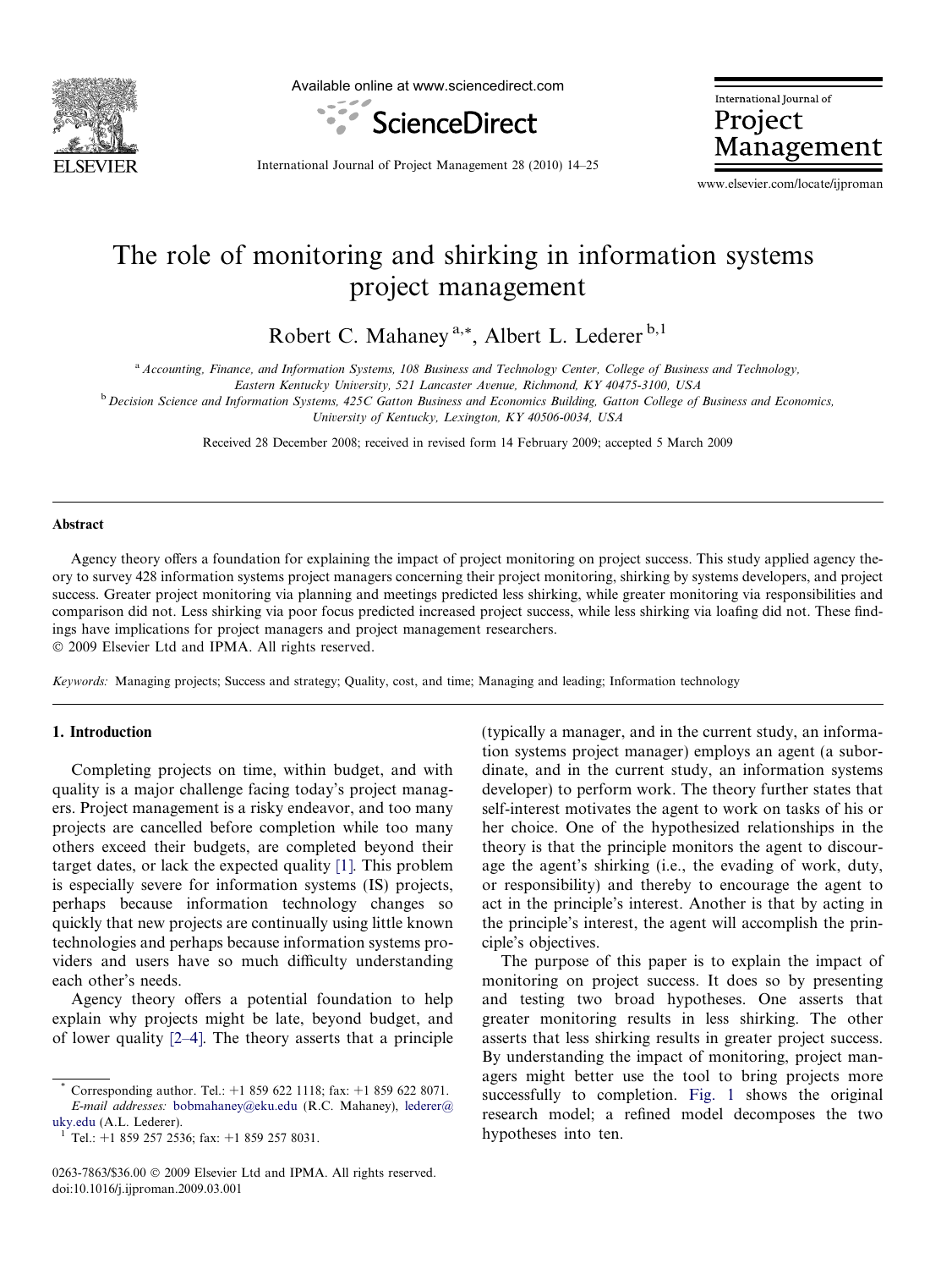# The role of monitoring and shirking in information systems project management

Robert C. Mahaney [a,*], Albert L. Lederer [b,1]

[a] *Accounting, Finance, and Information Systems, 108 Business and Technology Center, College of Business and Technology, Eastern Kentucky University, 521 Lancaster Avenue, Richmond, KY 40475-3100, USA*

[b] *Decision Science and Information Systems, 425C Gatton Business and Economics Building, Gatton College of Business and Economics, University of Kentucky, Lexington, KY 40506-0034, USA*

Received 28 December 2008; received in revised form 14 February 2009; accepted 5 March 2009

## Abstract

Agency theory offers a foundation for explaining the impact of project monitoring on project success. This study applied agency theory to survey 428 information systems project managers concerning their project monitoring, shirking by systems developers, and project success. Greater project monitoring via planning and meetings predicted less shirking, while greater monitoring via responsibilities and comparison did not. Less shirking via poor focus predicted increased project success, while less shirking via loafing did not. These findings have implications for project managers and project management researchers.

© 2009 Elsevier Ltd and IPMA. All rights reserved.

*Keywords:* Managing projects; Success and strategy; Quality, cost, and time; Managing and leading; Information technology

## 1. Introduction

Completing projects on time, within budget, and with quality is a major challenge facing today's project managers. Project management is a risky endeavor, and too many projects are cancelled before completion while too many others exceed their budgets, are completed beyond their target dates, or lack the expected quality [1]. This problem is especially severe for information systems (IS) projects, perhaps because information technology changes so quickly that new projects are continually using little known technologies and perhaps because information systems providers and users have so much difficulty understanding each other's needs.

Agency theory offers a potential foundation to help explain why projects might be late, beyond budget, and of lower quality [2–4]. The theory asserts that a principle (typically a manager, and in the current study, an information systems project manager) employs an agent (a subordinate, and in the current study, an information systems developer) to perform work. The theory further states that self-interest motivates the agent to work on tasks of his or her choice. One of the hypothesized relationships in the theory is that the principle monitors the agent to discourage the agent's shirking (i.e., the evading of work, duty, or responsibility) and thereby to encourage the agent to act in the principle's interest. Another is that by acting in the principle's interest, the agent will accomplish the principle's objectives.

The purpose of this paper is to explain the impact of monitoring on project success. It does so by presenting and testing two broad hypotheses. One asserts that greater monitoring results in less shirking. The other asserts that less shirking results in greater project success. By understanding the impact of monitoring, project managers might better use the tool to bring projects more successfully to completion. Fig. 1 shows the original research model; a refined model decomposes the two hypotheses into ten.

* Corresponding author. Tel.: +1 859 622 1118; fax: +1 859 622 8071. *E-mail addresses:* bobmahaney@eku.edu (R.C. Mahaney), lederer@uky.edu (A.L. Lederer).

[1] Tel.: +1 859 257 2536; fax: +1 859 257 8031.

0263-7863/$36.00 © 2009 Elsevier Ltd and IPMA. All rights reserved.
doi:10.1016/j.ijproman.2009.03.001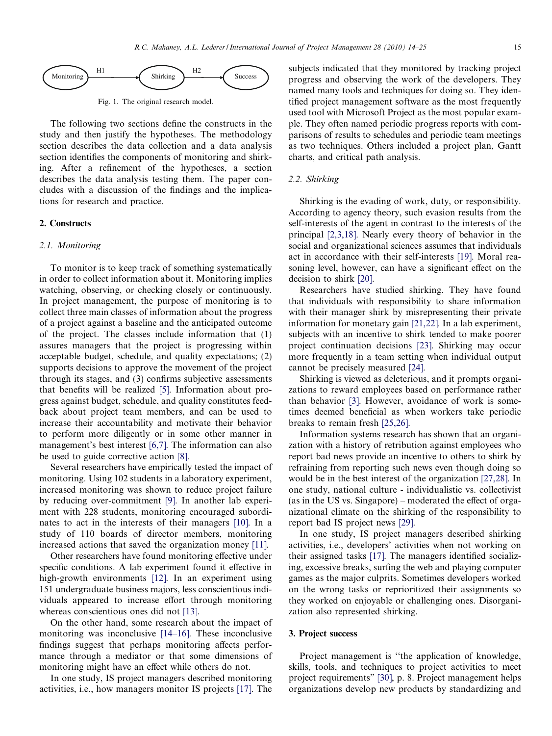Monitoring → (H1) → Shirking → (H2) → Success

Fig. 1. The original research model.

The following two sections define the constructs in the study and then justify the hypotheses. The methodology section describes the data collection and a data analysis section identifies the components of monitoring and shirking. After a refinement of the hypotheses, a section describes the data analysis testing them. The paper concludes with a discussion of the findings and the implications for research and practice.

## 2. Constructs

### 2.1. Monitoring

To monitor is to keep track of something systematically in order to collect information about it. Monitoring implies watching, observing, or checking closely or continuously. In project management, the purpose of monitoring is to collect three main classes of information about the progress of a project against a baseline and the anticipated outcome of the project. The classes include information that (1) assures managers that the project is progressing within acceptable budget, schedule, and quality expectations; (2) supports decisions to approve the movement of the project through its stages, and (3) confirms subjective assessments that benefits will be realized [5]. Information about progress against budget, schedule, and quality constitutes feedback about project team members, and can be used to increase their accountability and motivate their behavior to perform more diligently or in some other manner in management's best interest [6,7]. The information can also be used to guide corrective action [8].

Several researchers have empirically tested the impact of monitoring. Using 102 students in a laboratory experiment, increased monitoring was shown to reduce project failure by reducing over-commitment [9]. In another lab experiment with 228 students, monitoring encouraged subordinates to act in the interests of their managers [10]. In a study of 110 boards of director members, monitoring increased actions that saved the organization money [11].

Other researchers have found monitoring effective under specific conditions. A lab experiment found it effective in high-growth environments [12]. In an experiment using 151 undergraduate business majors, less conscientious individuals appeared to increase effort through monitoring whereas conscientious ones did not [13].

On the other hand, some research about the impact of monitoring was inconclusive [14–16]. These inconclusive findings suggest that perhaps monitoring affects performance through a mediator or that some dimensions of monitoring might have an effect while others do not.

In one study, IS project managers described monitoring activities, i.e., how managers monitor IS projects [17]. The subjects indicated that they monitored by tracking project progress and observing the work of the developers. They named many tools and techniques for doing so. They identified project management software as the most frequently used tool with Microsoft Project as the most popular example. They often named periodic progress reports with comparisons of results to schedules and periodic team meetings as two techniques. Others included a project plan, Gantt charts, and critical path analysis.

### 2.2. Shirking

Shirking is the evading of work, duty, or responsibility. According to agency theory, such evasion results from the self-interests of the agent in contrast to the interests of the principal [2,3,18]. Nearly every theory of behavior in the social and organizational sciences assumes that individuals act in accordance with their self-interests [19]. Moral reasoning level, however, can have a significant effect on the decision to shirk [20].

Researchers have studied shirking. They have found that individuals with responsibility to share information with their manager shirk by misrepresenting their private information for monetary gain [21,22]. In a lab experiment, subjects with an incentive to shirk tended to make poorer project continuation decisions [23]. Shirking may occur more frequently in a team setting when individual output cannot be precisely measured [24].

Shirking is viewed as deleterious, and it prompts organizations to reward employees based on performance rather than behavior [3]. However, avoidance of work is sometimes deemed beneficial as when workers take periodic breaks to remain fresh [25,26].

Information systems research has shown that an organization with a history of retribution against employees who report bad news provide an incentive to others to shirk by refraining from reporting such news even though doing so would be in the best interest of the organization [27,28]. In one study, national culture - individualistic vs. collectivist (as in the US vs. Singapore) – moderated the effect of organizational climate on the shirking of the responsibility to report bad IS project news [29].

In one study, IS project managers described shirking activities, i.e., developers' activities when not working on their assigned tasks [17]. The managers identified socializing, excessive breaks, surfing the web and playing computer games as the major culprits. Sometimes developers worked on the wrong tasks or reprioritized their assignments so they worked on enjoyable or challenging ones. Disorganization also represented shirking.

## 3. Project success

Project management is "the application of knowledge, skills, tools, and techniques to project activities to meet project requirements" [30], p. 8. Project management helps organizations develop new products by standardizing and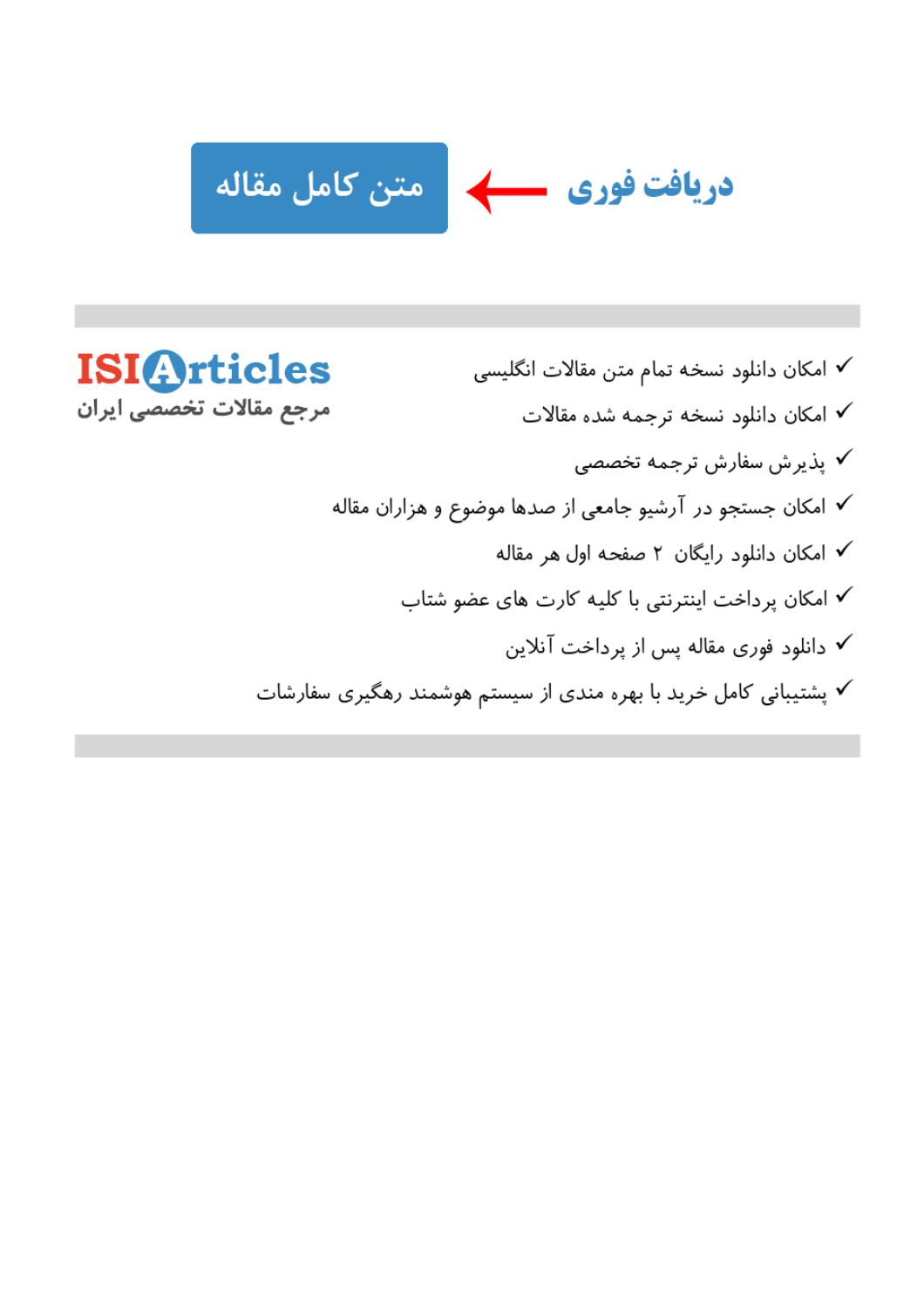دریافت فوری ← متن کامل مقاله

ISIArticles
مرجع مقالات تخصصی ایران

- ✓ امکان دانلود نسخه تمام متن مقالات انگلیسی
- ✓ امکان دانلود نسخه ترجمه شده مقالات
- ✓ پذیرش سفارش ترجمه تخصصی
- ✓ امکان جستجو در آرشیو جامعی از صدها موضوع و هزاران مقاله
- ✓ امکان دانلود رایگان ۲ صفحه اول هر مقاله
- ✓ امکان پرداخت اینترنتی با کلیه کارت های عضو شتاب
- ✓ دانلود فوری مقاله پس از پرداخت آنلاین
- ✓ پشتیبانی کامل خرید با بهره مندی از سیستم هوشمند رهگیری سفارشات